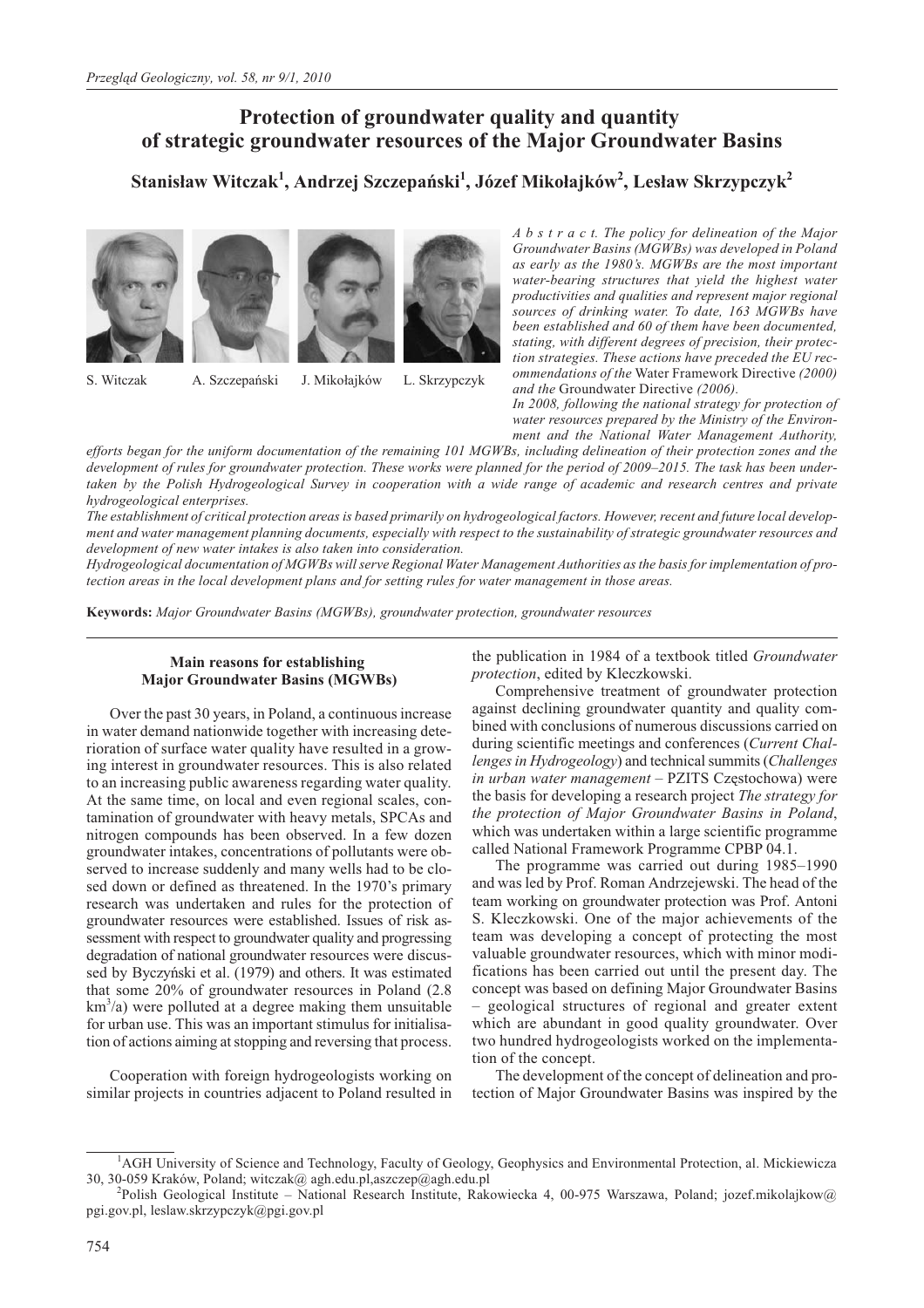# Protection of groundwater quality and quantity of strategic groundwater resources of the Major Groundwater Basins

**Stanisław Witczak[1], Andrzej Szczepański[1], Józef Mikołajków[2], Lesław Skrzypczyk[2]**

S. Witczak A. Szczepański J. Mikołajków L. Skrzypczyk

*A b s t r a c t. The policy for delineation of the Major Groundwater Basins (MGWBs) was developed in Poland as early as the 1980's. MGWBs are the most important water-bearing structures that yield the highest water productivities and qualities and represent major regional sources of drinking water. To date, 163 MGWBs have been established and 60 of them have been documented, stating, with different degrees of precision, their protection strategies. These actions have preceded the EU recommendations of the* Water Framework Directive *(2000) and the* Groundwater Directive *(2006).*

*In 2008, following the national strategy for protection of water resources prepared by the Ministry of the Environment and the National Water Management Authority, efforts began for the uniform documentation of the remaining 101 MGWBs, including delineation of their protection zones and the development of rules for groundwater protection. These works were planned for the period of 2009–2015. The task has been undertaken by the Polish Hydrogeological Survey in cooperation with a wide range of academic and research centres and private hydrogeological enterprises.*

*The establishment of critical protection areas is based primarily on hydrogeological factors. However, recent and future local development and water management planning documents, especially with respect to the sustainability of strategic groundwater resources and development of new water intakes is also taken into consideration.*

*Hydrogeological documentation of MGWBs will serve Regional Water Management Authorities as the basis for implementation of protection areas in the local development plans and for setting rules for water management in those areas.*

**Keywords:** *Major Groundwater Basins (MGWBs), groundwater protection, groundwater resources*

## Main reasons for establishing Major Groundwater Basins (MGWBs)

Over the past 30 years, in Poland, a continuous increase in water demand nationwide together with increasing deterioration of surface water quality have resulted in a growing interest in groundwater resources. This is also related to an increasing public awareness regarding water quality. At the same time, on local and even regional scales, contamination of groundwater with heavy metals, SPCAs and nitrogen compounds has been observed. In a few dozen groundwater intakes, concentrations of pollutants were observed to increase suddenly and many wells had to be closed down or defined as threatened. In the 1970's primary research was undertaken and rules for the protection of groundwater resources were established. Issues of risk assessment with respect to groundwater quality and progressing degradation of national groundwater resources were discussed by Byczyński et al. (1979) and others. It was estimated that some 20% of groundwater resources in Poland (2.8 $km^3$/a) were polluted at a degree making them unsuitable for urban use. This was an important stimulus for initialisation of actions aiming at stopping and reversing that process.

Cooperation with foreign hydrogeologists working on similar projects in countries adjacent to Poland resulted in the publication in 1984 of a textbook titled *Groundwater protection*, edited by Kleczkowski.

Comprehensive treatment of groundwater protection against declining groundwater quantity and quality combined with conclusions of numerous discussions carried on during scientific meetings and conferences (*Current Challenges in Hydrogeology*) and technical summits (*Challenges in urban water management* – PZITS Częstochowa) were the basis for developing a research project *The strategy for the protection of Major Groundwater Basins in Poland*, which was undertaken within a large scientific programme called National Framework Programme CPBP 04.1.

The programme was carried out during 1985–1990 and was led by Prof. Roman Andrzejewski. The head of the team working on groundwater protection was Prof. Antoni S. Kleczkowski. One of the major achievements of the team was developing a concept of protecting the most valuable groundwater resources, which with minor modifications has been carried out until the present day. The concept was based on defining Major Groundwater Basins – geological structures of regional and greater extent which are abundant in good quality groundwater. Over two hundred hydrogeologists worked on the implementation of the concept.

The development of the concept of delineation and protection of Major Groundwater Basins was inspired by the

---

[1]AGH University of Science and Technology, Faculty of Geology, Geophysics and Environmental Protection, al. Mickiewicza 30, 30-059 Kraków, Poland; witczak@ agh.edu.pl,aszczep@agh.edu.pl

[2]Polish Geological Institute – National Research Institute, Rakowiecka 4, 00-975 Warszawa, Poland; jozef.mikolajkow@ pgi.gov.pl, leslaw.skrzypczyk@pgi.gov.pl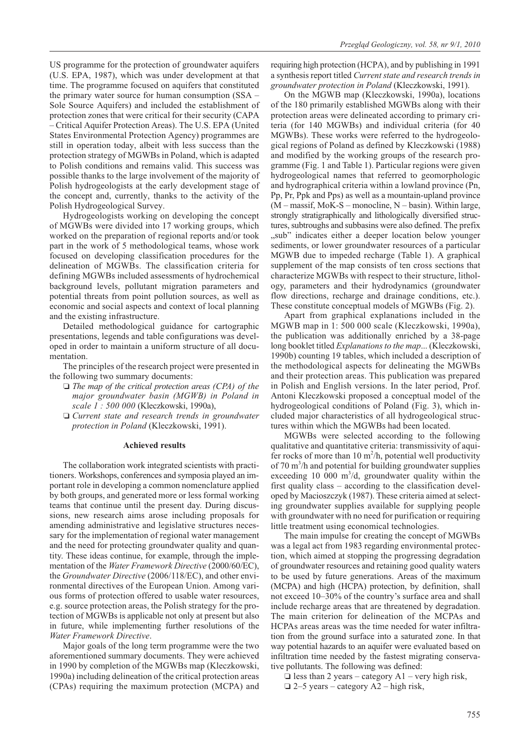US programme for the protection of groundwater aquifers (U.S. EPA, 1987), which was under development at that time. The programme focused on aquifers that constituted the primary water source for human consumption (SSA – Sole Source Aquifers) and included the establishment of protection zones that were critical for their security (CAPA – Critical Aquifer Protection Areas). The U.S. EPA (United States Environmental Protection Agency) programmes are still in operation today, albeit with less success than the protection strategy of MGWBs in Poland, which is adapted to Polish conditions and remains valid. This success was possible thanks to the large involvement of the majority of Polish hydrogeologists at the early development stage of the concept and, currently, thanks to the activity of the Polish Hydrogeological Survey.

Hydrogeologists working on developing the concept of MGWBs were divided into 17 working groups, which worked on the preparation of regional reports and/or took part in the work of 5 methodological teams, whose work focused on developing classification procedures for the delineation of MGWBs. The classification criteria for defining MGWBs included assessments of hydrochemical background levels, pollutant migration parameters and potential threats from point pollution sources, as well as economic and social aspects and context of local planning and the existing infrastructure.

Detailed methodological guidance for cartographic presentations, legends and table configurations was developed in order to maintain a uniform structure of all documentation.

The principles of the research project were presented in the following two summary documents:

- *The map of the critical protection areas (CPA) of the major groundwater basin (MGWB) in Poland in scale 1 : 500 000* (Kleczkowski, 1990a),
- *Current state and research trends in groundwater protection in Poland* (Kleczkowski, 1991).

## Achieved results

The collaboration work integrated scientists with practitioners. Workshops, conferences and symposia played an important role in developing a common nomenclature applied by both groups, and generated more or less formal working teams that continue until the present day. During discussions, new research aims arose including proposals for amending administrative and legislative structures necessary for the implementation of regional water management and the need for protecting groundwater quality and quantity. These ideas continue, for example, through the implementation of the *Water Framework Directive* (2000/60/EC), the *Groundwater Directive* (2006/118/EC), and other environmental directives of the European Union. Among various forms of protection offered to usable water resources, e.g. source protection areas, the Polish strategy for the protection of MGWBs is applicable not only at present but also in future, while implementing further resolutions of the *Water Framework Directive*.

Major goals of the long term programme were the two aforementioned summary documents. They were achieved in 1990 by completion of the MGWBs map (Kleczkowski, 1990a) including delineation of the critical protection areas (CPAs) requiring the maximum protection (MCPA) and requiring high protection (HCPA), and by publishing in 1991 a synthesis report titled *Current state and research trends in groundwater protection in Poland* (Kleczkowski, 1991).

On the MGWB map (Kleczkowski, 1990a), locations of the 180 primarily established MGWBs along with their protection areas were delineated according to primary criteria (for 140 MGWBs) and individual criteria (for 40 MGWBs). These works were referred to the hydrogeological regions of Poland as defined by Kleczkowski (1988) and modified by the working groups of the research programme (Fig. 1 and Table 1). Particular regions were given hydrogeological names that referred to geomorphologic and hydrographical criteria within a lowland province (Pn, Pp, Pr, Ppk and Pps) as well as a mountain-upland province (M – massif, MoK-S – monocline, N – basin). Within large, strongly stratigraphically and lithologically diversified structures, subtroughs and subbasins were also defined. The prefix „sub" indicates either a deeper location below younger sediments, or lower groundwater resources of a particular MGWB due to impeded recharge (Table 1). A graphical supplement of the map consists of ten cross sections that characterize MGWBs with respect to their structure, lithology, parameters and their hydrodynamics (groundwater flow directions, recharge and drainage conditions, etc.). These constitute conceptual models of MGWBs (Fig. 2).

Apart from graphical explanations included in the MGWB map in 1: 500 000 scale (Kleczkowski, 1990a), the publication was additionally enriched by a 38-page long booklet titled *Explanations to the map...* (Kleczkowski, 1990b) counting 19 tables, which included a description of the methodological aspects for delineating the MGWBs and their protection areas. This publication was prepared in Polish and English versions. In the later period, Prof. Antoni Kleczkowski proposed a conceptual model of the hydrogeological conditions of Poland (Fig. 3), which included major characteristics of all hydrogeological structures within which the MGWBs had been located.

MGWBs were selected according to the following qualitative and quantitative criteria: transmissivity of aquifer rocks of more than 10 $m^2$/h, potential well productivity of 70 $m^3$/h and potential for building groundwater supplies exceeding 10 000 $m^3$/d, groundwater quality within the first quality class – according to the classification developed by Macioszczyk (1987). These criteria aimed at selecting groundwater supplies available for supplying people with groundwater with no need for purification or requiring little treatment using economical technologies.

The main impulse for creating the concept of MGWBs was a legal act from 1983 regarding environmental protection, which aimed at stopping the progressing degradation of groundwater resources and retaining good quality waters to be used by future generations. Areas of the maximum (MCPA) and high (HCPA) protection, by definition, shall not exceed 10–30% of the country's surface area and shall include recharge areas that are threatened by degradation. The main criterion for delineation of the MCPAs and HCPAs areas areas was the time needed for water infiltration from the ground surface into a saturated zone. In that way potential hazards to an aquifer were evaluated based on infiltration time needed by the fastest migrating conservative pollutants. The following was defined:

- less than 2 years – category A1 – very high risk,
- 2–5 years – category A2 – high risk,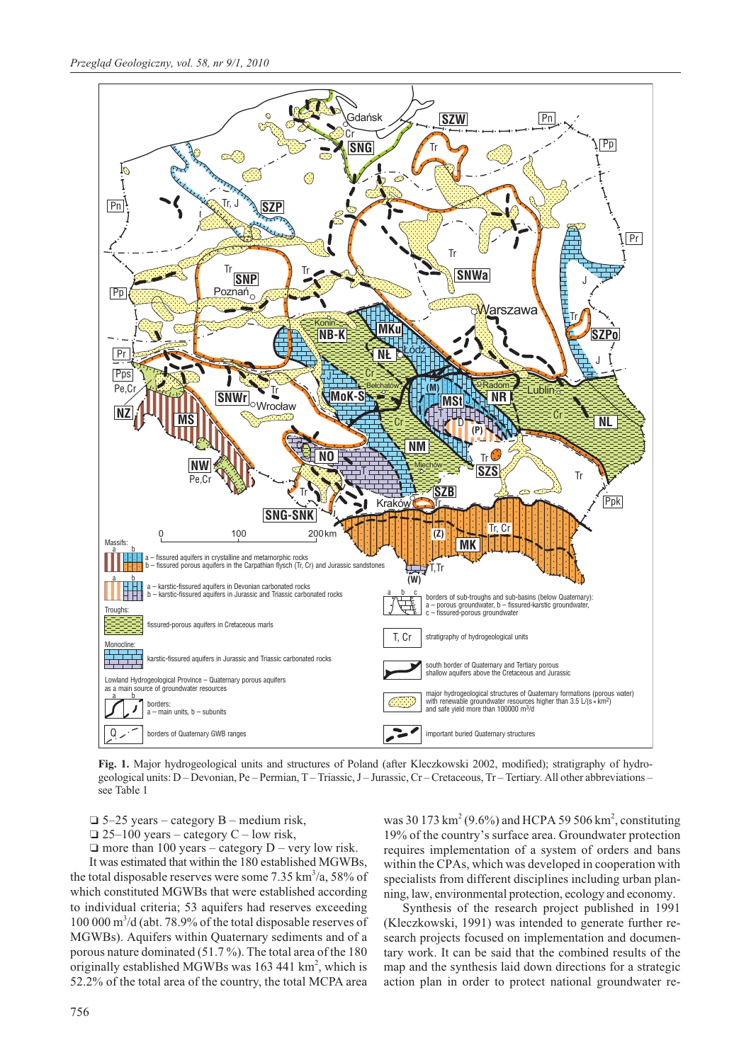**Fig. 1.** Major hydrogeological units and structures of Poland (after Kleczkowski 2002, modified); stratigraphy of hydrogeological units: D – Devonian, Pe – Permian, T – Triassic, J – Jurassic, Cr – Cretaceous, Tr – Tertiary. All other abbreviations – see Table 1

- ❑ 5–25 years – category B – medium risk,
- ❑ 25–100 years – category C – low risk,
- ❑ more than 100 years – category D – very low risk.

It was estimated that within the 180 established MGWBs, the total disposable reserves were some 7.35 km$^3$/a, 58% of which constituted MGWBs that were established according to individual criteria; 53 aquifers had reserves exceeding 100 000 m$^3$/d (abt. 78.9% of the total disposable reserves of MGWBs). Aquifers within Quaternary sediments and of a porous nature dominated (51.7 %). The total area of the 180 originally established MGWBs was 163 441 km$^2$, which is 52.2% of the total area of the country, the total MCPA area was 30 173 km$^2$ (9.6%) and HCPA 59 506 km$^2$, constituting 19% of the country's surface area. Groundwater protection requires implementation of a system of orders and bans within the CPAs, which was developed in cooperation with specialists from different disciplines including urban planning, law, environmental protection, ecology and economy.

Synthesis of the research project published in 1991 (Kleczkowski, 1991) was intended to generate further research projects focused on implementation and documentary work. It can be said that the combined results of the map and the synthesis laid down directions for a strategic action plan in order to protect national groundwater re-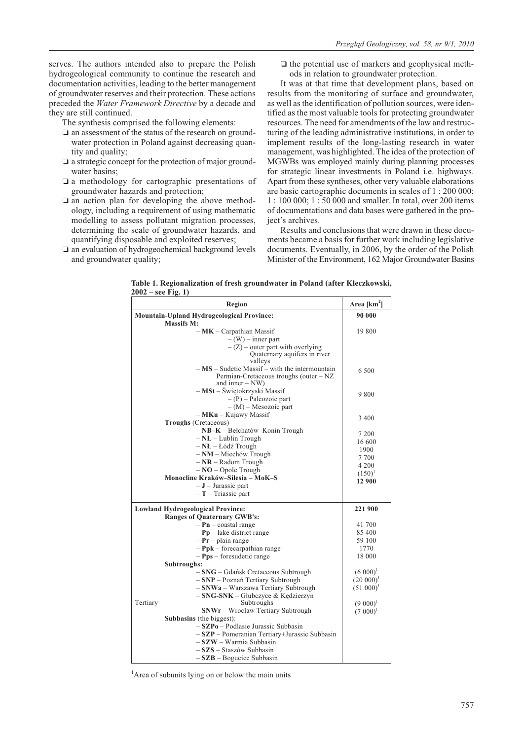serves. The authors intended also to prepare the Polish hydrogeological community to continue the research and documentation activities, leading to the better management of groundwater reserves and their protection. These actions preceded the *Water Framework Directive* by a decade and they are still continued.

The synthesis comprised the following elements:

- an assessment of the status of the research on groundwater protection in Poland against decreasing quantity and quality;
- a strategic concept for the protection of major groundwater basins;
- a methodology for cartographic presentations of groundwater hazards and protection;
- an action plan for developing the above methodology, including a requirement of using mathematic modelling to assess pollutant migration processes, determining the scale of groundwater hazards, and quantifying disposable and exploited reserves;
- an evaluation of hydrogeochemical background levels and groundwater quality;
- the potential use of markers and geophysical methods in relation to groundwater protection.

It was at that time that development plans, based on results from the monitoring of surface and groundwater, as well as the identification of pollution sources, were identified as the most valuable tools for protecting groundwater resources. The need for amendments of the law and restructuring of the leading administrative institutions, in order to implement results of the long-lasting research in water management, was highlighted. The idea of the protection of MGWBs was employed mainly during planning processes for strategic linear investments in Poland i.e. highways. Apart from these syntheses, other very valuable elaborations are basic cartographic documents in scales of 1 : 200 000; 1 : 100 000; 1 : 50 000 and smaller. In total, over 200 items of documentations and data bases were gathered in the project's archives.

Results and conclusions that were drawn in these documents became a basis for further work including legislative documents. Eventually, in 2006, by the order of the Polish Minister of the Environment, 162 Major Groundwater Basins

**Table 1. Regionalization of fresh groundwater in Poland (after Kleczkowski, 2002 – see Fig. 1)**

| Region | Area [km$^2$] |
|---|---|
| **Mountain-Upland Hydrogeological Province:** | **90 000** |
| **Massifs M:** | |
| – **MK** – Carpathian Massif | 19 800 |
| – (W) – inner part | |
| – (Z) – outer part with overlying Quaternary aquifers in river valleys | |
| – **MS** – Sudetic Massif – with the intermountain Permian-Cretaceous troughs (outer – NZ and inner – NW) | 6 500 |
| – **MSt** – Świętokrzyski Massif | 9 800 |
| – (P) – Paleozoic part | |
| – (M) – Mesozoic part | |
| – **MKu** – Kujawy Massif | 3 400 |
| **Troughs** (Cretaceous) | |
| – **NB–K** – Bełchatów–Konin Trough | 7 200 |
| – **NL** – Lublin Trough | 16 600 |
| – **NŁ** – Łódź Trough | 1900 |
| – **NM** – Miechów Trough | 7 700 |
| – **NR** – Radom Trough | 4 200 |
| – **NO** – Opole Trough | (150)[1] |
| **Monocline Kraków–Silesia – MoK–S** | **12 900** |
| – **J** – Jurassic part | |
| – **T** – Triassic part | |
| **Lowland Hydrogeological Province:** | **221 900** |
| **Ranges of Quaternary GWB's:** | |
| – **Pn** – coastal range | 41 700 |
| – **Pp** – lake district range | 85 400 |
| – **Pr** – plain range | 59 100 |
| – **Ppk** – forecarpathian range | 1770 |
| – **Pps** – foresudetic range | 18 000 |
| **Subtroughs:** | |
| – **SNG** – Gdańsk Cretaceous Subtrough | (6 000)[1] |
| – **SNP** – Poznań Tertiary Subtrough | (20 000)[1] |
| – **SNWa** – Warszawa Tertiary Subtrough | (51 000)[1] |
| – **SNG-SNK** – Głubczyce & Kędzierzyn Tertiary Subtroughs | (9 000)[1] |
| – **SNWr** – Wrocław Tertiary Subtrough | (7 000)[1] |
| **Subbasins** (the biggest): | |
| – **SZPo** – Podlasie Jurassic Subbasin | |
| – **SZP** – Pomeranian Tertiary+Jurassic Subbasin | |
| – **SZW** – Warmia Subbasin | |
| – **SZS** – Staszów Subbasin | |
| – **SZB** – Bogucice Subbasin | |

[1]Area of subunits lying on or below the main units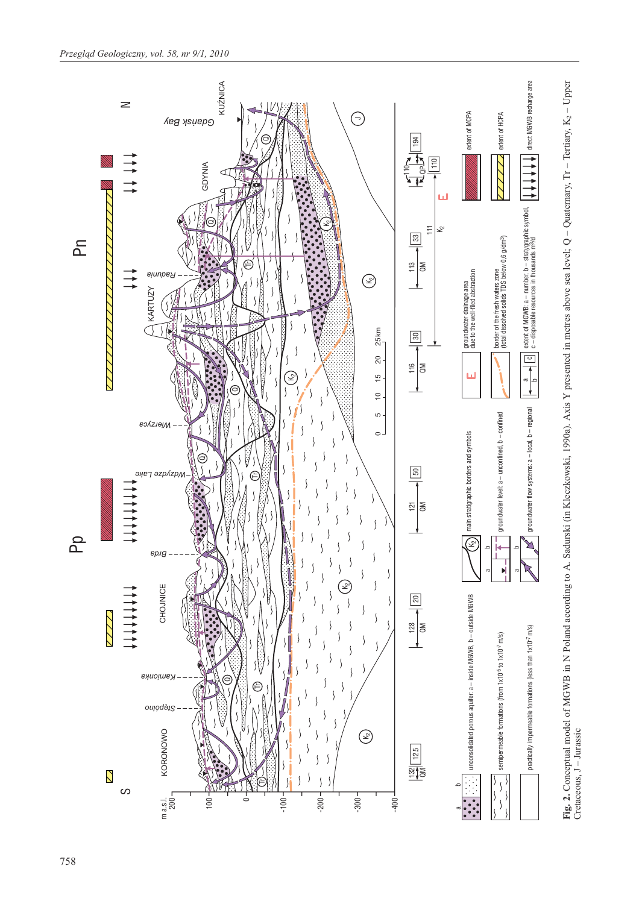**Fig. 2.** Conceptual model of MGWB in N Poland according to A. Sadurski (in Kleczkowski, 1990a). Axis Y presented in metres above sea level; Q – Quaternary, Tr – Tertiary, $K_2$ – Upper Cretaceous, J – Jurassic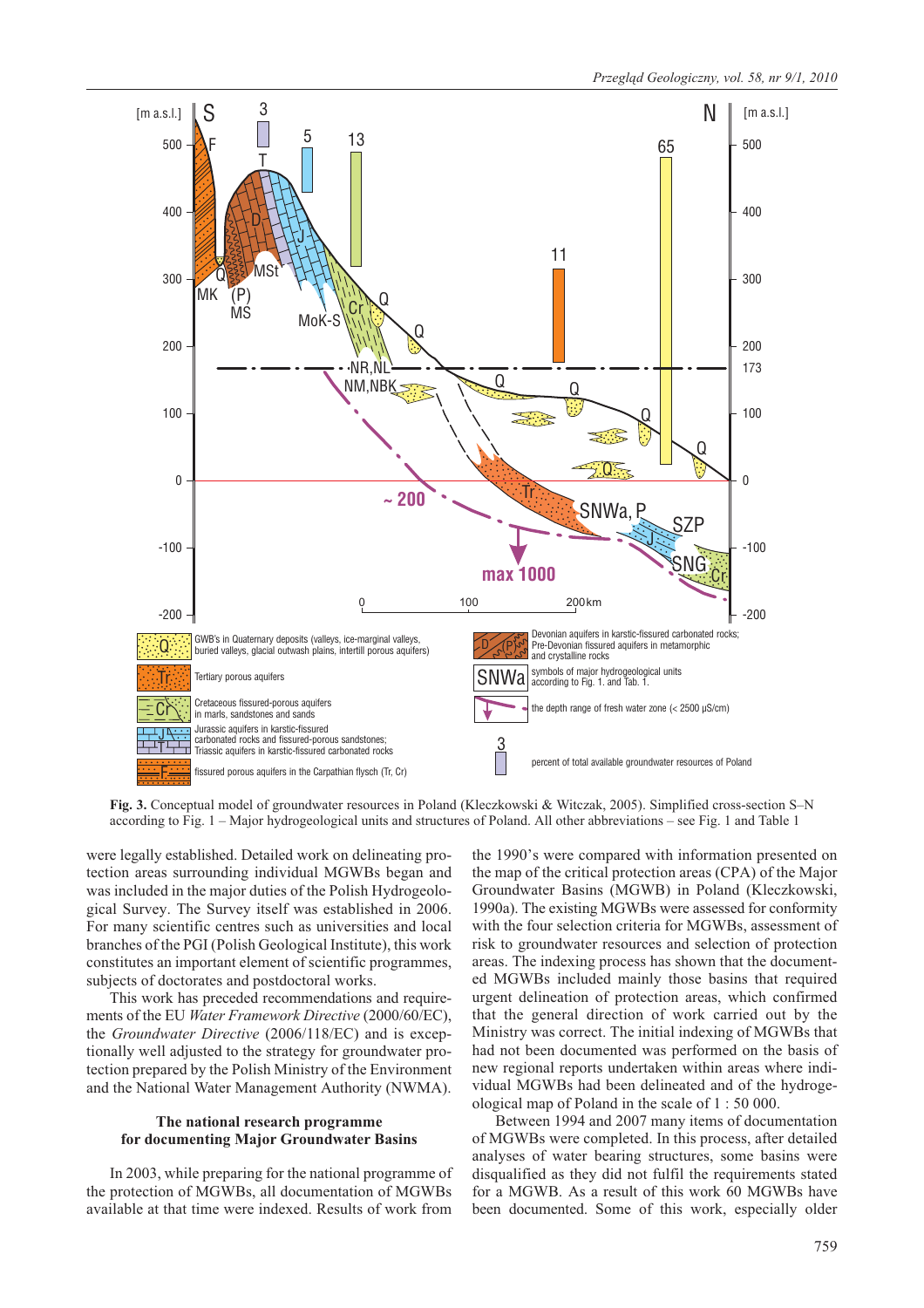Fig. 3. Conceptual model of groundwater resources in Poland (Kleczkowski & Witczak, 2005). Simplified cross-section S–N according to Fig. 1 – Major hydrogeological units and structures of Poland. All other abbreviations – see Fig. 1 and Table 1

were legally established. Detailed work on delineating protection areas surrounding individual MGWBs began and was included in the major duties of the Polish Hydrogeological Survey. The Survey itself was established in 2006. For many scientific centres such as universities and local branches of the PGI (Polish Geological Institute), this work constitutes an important element of scientific programmes, subjects of doctorates and postdoctoral works.

This work has preceded recommendations and requirements of the EU *Water Framework Directive* (2000/60/EC), the *Groundwater Directive* (2006/118/EC) and is exceptionally well adjusted to the strategy for groundwater protection prepared by the Polish Ministry of the Environment and the National Water Management Authority (NWMA).

### The national research programme for documenting Major Groundwater Basins

In 2003, while preparing for the national programme of the protection of MGWBs, all documentation of MGWBs available at that time were indexed. Results of work from the 1990's were compared with information presented on the map of the critical protection areas (CPA) of the Major Groundwater Basins (MGWB) in Poland (Kleczkowski, 1990a). The existing MGWBs were assessed for conformity with the four selection criteria for MGWBs, assessment of risk to groundwater resources and selection of protection areas. The indexing process has shown that the documented MGWBs included mainly those basins that required urgent delineation of protection areas, which confirmed that the general direction of work carried out by the Ministry was correct. The initial indexing of MGWBs that had not been documented was performed on the basis of new regional reports undertaken within areas where individual MGWBs had been delineated and of the hydrogeological map of Poland in the scale of 1 : 50 000.

Between 1994 and 2007 many items of documentation of MGWBs were completed. In this process, after detailed analyses of water bearing structures, some basins were disqualified as they did not fulfil the requirements stated for a MGWB. As a result of this work 60 MGWBs have been documented. Some of this work, especially older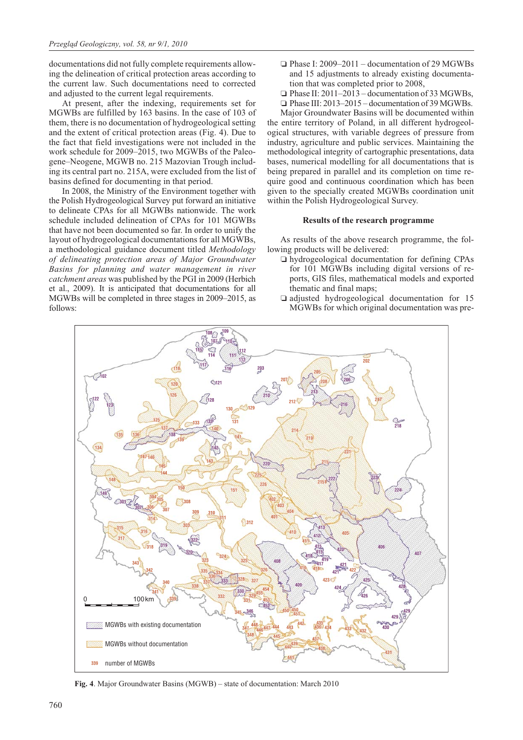documentations did not fully complete requirements allowing the delineation of critical protection areas according to the current law. Such documentations need to corrected and adjusted to the current legal requirements.

At present, after the indexing, requirements set for MGWBs are fulfilled by 163 basins. In the case of 103 of them, there is no documentation of hydrogeological setting and the extent of critical protection areas (Fig. 4). Due to the fact that field investigations were not included in the work schedule for 2009–2015, two MGWBs of the Paleogene–Neogene, MGWB no. 215 Mazovian Trough including its central part no. 215A, were excluded from the list of basins defined for documenting in that period.

In 2008, the Ministry of the Environment together with the Polish Hydrogeological Survey put forward an initiative to delineate CPAs for all MGWBs nationwide. The work schedule included delineation of CPAs for 101 MGWBs that have not been documented so far. In order to unify the layout of hydrogeological documentations for all MGWBs, a methodological guidance document titled *Methodology of delineating protection areas of Major Groundwater Basins for planning and water management in river catchment areas* was published by the PGI in 2009 (Herbich et al., 2009). It is anticipated that documentations for all MGWBs will be completed in three stages in 2009–2015, as follows:

- Phase I: 2009–2011 – documentation of 29 MGWBs and 15 adjustments to already existing documentation that was completed prior to 2008,
- Phase II: 2011–2013 – documentation of 33 MGWBs,
- Phase III: 2013–2015 – documentation of 39 MGWBs.

Major Groundwater Basins will be documented within the entire territory of Poland, in all different hydrogeological structures, with variable degrees of pressure from industry, agriculture and public services. Maintaining the methodological integrity of cartographic presentations, data bases, numerical modelling for all documentations that is being prepared in parallel and its completion on time require good and continuous coordination which has been given to the specially created MGWBs coordination unit within the Polish Hydrogeological Survey.

## Results of the research programme

As results of the above research programme, the following products will be delivered:

- hydrogeological documentation for defining CPAs for 101 MGWBs including digital versions of reports, GIS files, mathematical models and exported thematic and final maps;
- adjusted hydrogeological documentation for 15 MGWBs for which original documentation was pre-

**Fig. 4**. Major Groundwater Basins (MGWB) – state of documentation: March 2010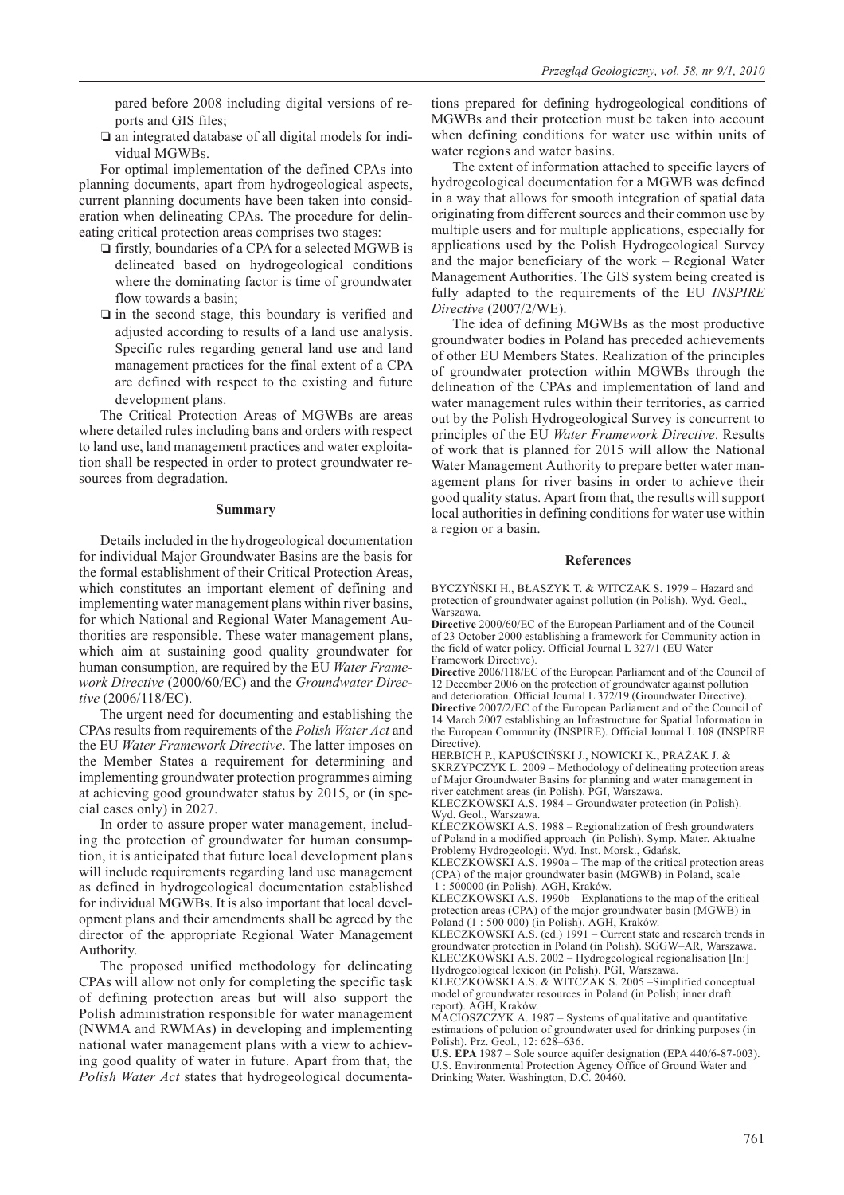pared before 2008 including digital versions of reports and GIS files;

- an integrated database of all digital models for individual MGWBs.

For optimal implementation of the defined CPAs into planning documents, apart from hydrogeological aspects, current planning documents have been taken into consideration when delineating CPAs. The procedure for delineating critical protection areas comprises two stages:

- firstly, boundaries of a CPA for a selected MGWB is delineated based on hydrogeological conditions where the dominating factor is time of groundwater flow towards a basin;
- in the second stage, this boundary is verified and adjusted according to results of a land use analysis. Specific rules regarding general land use and land management practices for the final extent of a CPA are defined with respect to the existing and future development plans.

The Critical Protection Areas of MGWBs are areas where detailed rules including bans and orders with respect to land use, land management practices and water exploitation shall be respected in order to protect groundwater resources from degradation.

## Summary

Details included in the hydrogeological documentation for individual Major Groundwater Basins are the basis for the formal establishment of their Critical Protection Areas, which constitutes an important element of defining and implementing water management plans within river basins, for which National and Regional Water Management Authorities are responsible. These water management plans, which aim at sustaining good quality groundwater for human consumption, are required by the EU *Water Framework Directive* (2000/60/EC) and the *Groundwater Directive* (2006/118/EC).

The urgent need for documenting and establishing the CPAs results from requirements of the *Polish Water Act* and the EU *Water Framework Directive*. The latter imposes on the Member States a requirement for determining and implementing groundwater protection programmes aiming at achieving good groundwater status by 2015, or (in special cases only) in 2027.

In order to assure proper water management, including the protection of groundwater for human consumption, it is anticipated that future local development plans will include requirements regarding land use management as defined in hydrogeological documentation established for individual MGWBs. It is also important that local development plans and their amendments shall be agreed by the director of the appropriate Regional Water Management Authority.

The proposed unified methodology for delineating CPAs will allow not only for completing the specific task of defining protection areas but will also support the Polish administration responsible for water management (NWMA and RWMAs) in developing and implementing national water management plans with a view to achieving good quality of water in future. Apart from that, the *Polish Water Act* states that hydrogeological documentations prepared for defining hydrogeological conditions of MGWBs and their protection must be taken into account when defining conditions for water use within units of water regions and water basins.

The extent of information attached to specific layers of hydrogeological documentation for a MGWB was defined in a way that allows for smooth integration of spatial data originating from different sources and their common use by multiple users and for multiple applications, especially for applications used by the Polish Hydrogeological Survey and the major beneficiary of the work – Regional Water Management Authorities. The GIS system being created is fully adapted to the requirements of the EU *INSPIRE Directive* (2007/2/WE).

The idea of defining MGWBs as the most productive groundwater bodies in Poland has preceded achievements of other EU Members States. Realization of the principles of groundwater protection within MGWBs through the delineation of the CPAs and implementation of land and water management rules within their territories, as carried out by the Polish Hydrogeological Survey is concurrent to principles of the EU *Water Framework Directive*. Results of work that is planned for 2015 will allow the National Water Management Authority to prepare better water management plans for river basins in order to achieve their good quality status. Apart from that, the results will support local authorities in defining conditions for water use within a region or a basin.

## References

BYCZYŃSKI H., BŁASZYK T. & WITCZAK S. 1979 – Hazard and protection of groundwater against pollution (in Polish). Wyd. Geol., Warszawa.

**Directive** 2000/60/EC of the European Parliament and of the Council of 23 October 2000 establishing a framework for Community action in the field of water policy. Official Journal L 327/1 (EU Water Framework Directive).

**Directive** 2006/118/EC of the European Parliament and of the Council of 12 December 2006 on the protection of groundwater against pollution and deterioration. Official Journal L 372/19 (Groundwater Directive).

**Directive** 2007/2/EC of the European Parliament and of the Council of 14 March 2007 establishing an Infrastructure for Spatial Information in the European Community (INSPIRE). Official Journal L 108 (INSPIRE Directive).

HERBICH P., KAPUŚCIŃSKI J., NOWICKI K., PRAŻAK J. & SKRZYPCZYK L. 2009 – Methodology of delineating protection areas of Major Groundwater Basins for planning and water management in river catchment areas (in Polish). PGI, Warszawa.

KLECZKOWSKI A.S. 1984 – Groundwater protection (in Polish). Wyd. Geol., Warszawa.

KLECZKOWSKI A.S. 1988 – Regionalization of fresh groundwaters of Poland in a modified approach (in Polish). Symp. Mater. Aktualne Problemy Hydrogeologii. Wyd. Inst. Morsk., Gdańsk.

KLECZKOWSKI A.S. 1990a – The map of the critical protection areas (CPA) of the major groundwater basin (MGWB) in Poland, scale 1 : 500000 (in Polish). AGH, Kraków.

KLECZKOWSKI A.S. 1990b – Explanations to the map of the critical protection areas (CPA) of the major groundwater basin (MGWB) in Poland (1 : 500 000) (in Polish). AGH, Kraków.

KLECZKOWSKI A.S. (ed.) 1991 – Current state and research trends in groundwater protection in Poland (in Polish). SGGW–AR, Warszawa.

KLECZKOWSKI A.S. 2002 – Hydrogeological regionalisation [In:] Hydrogeological lexicon (in Polish). PGI, Warszawa.

KLECZKOWSKI A.S. & WITCZAK S. 2005 –Simplified conceptual model of groundwater resources in Poland (in Polish; inner draft report). AGH, Kraków.

MACIOSZCZYK A. 1987 – Systems of qualitative and quantitative estimations of polution of groundwater used for drinking purposes (in Polish). Prz. Geol., 12: 628–636.

**U.S. EPA** 1987 – Sole source aquifer designation (EPA 440/6-87-003). U.S. Environmental Protection Agency Office of Ground Water and Drinking Water. Washington, D.C. 20460.